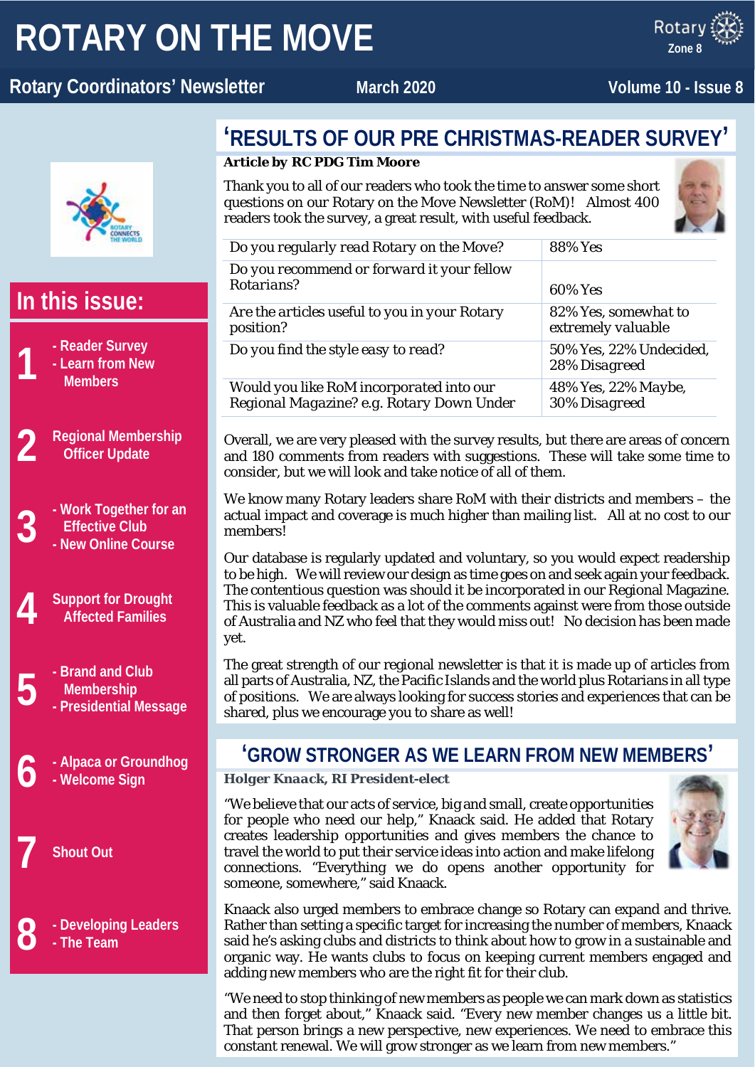# ROTARY ON THE MOVE

**Rotary Coordinators' Newsletter** — March 2020 — Volume 10 - Issue 8

## In this issue:

1. - Reader Survey
   - Learn from New Members
2. Regional Membership Officer Update
3. - Work Together for an Effective Club
   - New Online Course
4. Support for Drought Affected Families
5. - Brand and Club Membership
   - Presidential Message
6. - Alpaca or Groundhog
   - Welcome Sign
7. Shout Out
8. - Developing Leaders
   - The Team

## 'RESULTS OF OUR PRE CHRISTMAS-READER SURVEY'

**Article by RC PDG Tim Moore**

Thank you to all of our readers who took the time to answer some short questions on our Rotary on the Move Newsletter (RoM)! Almost 400 readers took the survey, a great result, with useful feedback.

| | |
|---|---|
| Do you regularly read Rotary on the Move? | 88% Yes |
| Do you recommend or forward it your fellow Rotarians? | 60% Yes |
| Are the articles useful to you in your Rotary position? | 82% Yes, somewhat to extremely valuable |
| Do you find the style easy to read? | 50% Yes, 22% Undecided, 28% Disagreed |
| Would you like RoM incorporated into our Regional Magazine? e.g. Rotary Down Under | 48% Yes, 22% Maybe, 30% Disagreed |

Overall, we are very pleased with the survey results, but there are areas of concern and 180 comments from readers with suggestions. These will take some time to consider, but we will look and take notice of all of them.

We know many Rotary leaders share RoM with their districts and members – the actual impact and coverage is much higher than mailing list. All at no cost to our members!

Our database is regularly updated and voluntary, so you would expect readership to be high. We will review our design as time goes on and seek again your feedback. The contentious question was should it be incorporated in our Regional Magazine. This is valuable feedback as a lot of the comments against were from those outside of Australia and NZ who feel that they would miss out! No decision has been made yet.

The great strength of our regional newsletter is that it is made up of articles from all parts of Australia, NZ, the Pacific Islands and the world plus Rotarians in all type of positions. We are always looking for success stories and experiences that can be shared, plus we encourage you to share as well!

## 'GROW STRONGER AS WE LEARN FROM NEW MEMBERS'

***Holger Knaack, RI President-elect***

"We believe that our acts of service, big and small, create opportunities for people who need our help," Knaack said. He added that Rotary creates leadership opportunities and gives members the chance to travel the world to put their service ideas into action and make lifelong connections. "Everything we do opens another opportunity for someone, somewhere," said Knaack.

Knaack also urged members to embrace change so Rotary can expand and thrive. Rather than setting a specific target for increasing the number of members, Knaack said he's asking clubs and districts to think about how to grow in a sustainable and organic way. He wants clubs to focus on keeping current members engaged and adding new members who are the right fit for their club.

"We need to stop thinking of new members as people we can mark down as statistics and then forget about," Knaack said. "Every new member changes us a little bit. That person brings a new perspective, new experiences. We need to embrace this constant renewal. We will grow stronger as we learn from new members."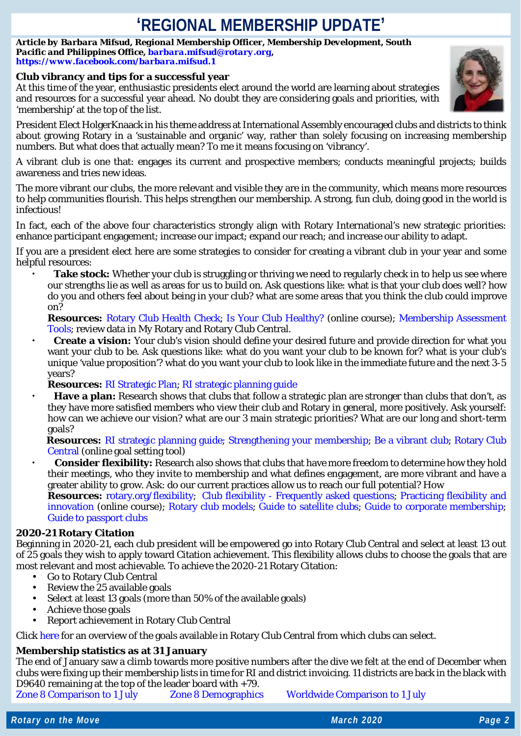# 'REGIONAL MEMBERSHIP UPDATE'

***Article by Barbara Mifsud, Regional Membership Officer, Membership Development, South Pacific and Philippines Office, barbara.mifsud@rotary.org, https://www.facebook.com/barbara.mifsud.1***

### Club vibrancy and tips for a successful year

At this time of the year, enthusiastic presidents elect around the world are learning about strategies and resources for a successful year ahead. No doubt they are considering goals and priorities, with 'membership' at the top of the list.

President Elect HolgerKnaack in his theme address at International Assembly encouraged clubs and districts to think about growing Rotary in a 'sustainable and organic' way, rather than solely focusing on increasing membership numbers. But what does that actually mean? To me it means focusing on 'vibrancy'.

A vibrant club is one that: engages its current and prospective members; conducts meaningful projects; builds awareness and tries new ideas.

The more vibrant our clubs, the more relevant and visible they are in the community, which means more resources to help communities flourish. This helps strengthen our membership. A strong, fun club, doing good in the world is infectious!

In fact, each of the above four characteristics strongly align with Rotary International's new strategic priorities: enhance participant engagement; increase our impact; expand our reach; and increase our ability to adapt.

If you are a president elect here are some strategies to consider for creating a vibrant club in your year and some helpful resources:

- **Take stock:** Whether your club is struggling or thriving we need to regularly check in to help us see where our strengths lie as well as areas for us to build on. Ask questions like: what is that your club does well? how do you and others feel about being in your club? what are some areas that you think the club could improve on?
  **Resources:** Rotary Club Health Check; Is Your Club Healthy? (online course); Membership Assessment Tools; review data in My Rotary and Rotary Club Central.
- **Create a vision:** Your club's vision should define your desired future and provide direction for what you want your club to be. Ask questions like: what do you want your club to be known for? what is your club's unique 'value proposition'? what do you want your club to look like in the immediate future and the next 3-5 years?
  **Resources:** RI Strategic Plan; RI strategic planning guide
- **Have a plan:** Research shows that clubs that follow a strategic plan are stronger than clubs that don't, as they have more satisfied members who view their club and Rotary in general, more positively. Ask yourself: how can we achieve our vision? what are our 3 main strategic priorities? What are our long and short-term goals?
  **Resources:** RI strategic planning guide; Strengthening your membership; Be a vibrant club; Rotary Club Central (online goal setting tool)
- **Consider flexibility:** Research also shows that clubs that have more freedom to determine how they hold their meetings, who they invite to membership and what defines engagement, are more vibrant and have a greater ability to grow. Ask: do our current practices allow us to reach our full potential? How
  **Resources:** rotary.org/flexibility; Club flexibility - Frequently asked questions; Practicing flexibility and innovation (online course); Rotary club models; Guide to satellite clubs; Guide to corporate membership; Guide to passport clubs

### 2020-21 Rotary Citation

Beginning in 2020-21, each club president will be empowered go into Rotary Club Central and select at least 13 out of 25 goals they wish to apply toward Citation achievement. This flexibility allows clubs to choose the goals that are most relevant and most achievable. To achieve the 2020-21 Rotary Citation:

- Go to Rotary Club Central
- Review the 25 available goals
- Select at least 13 goals (more than 50% of the available goals)
- Achieve those goals
- Report achievement in Rotary Club Central

Click here for an overview of the goals available in Rotary Club Central from which clubs can select.

### Membership statistics as at 31 January

The end of January saw a climb towards more positive numbers after the dive we felt at the end of December when clubs were fixing up their membership lists in time for RI and district invoicing. 11 districts are back in the black with D9640 remaining at the top of the leader board with +79.

Zone 8 Comparison to 1 July    Zone 8 Demographics    Worldwide Comparison to 1 July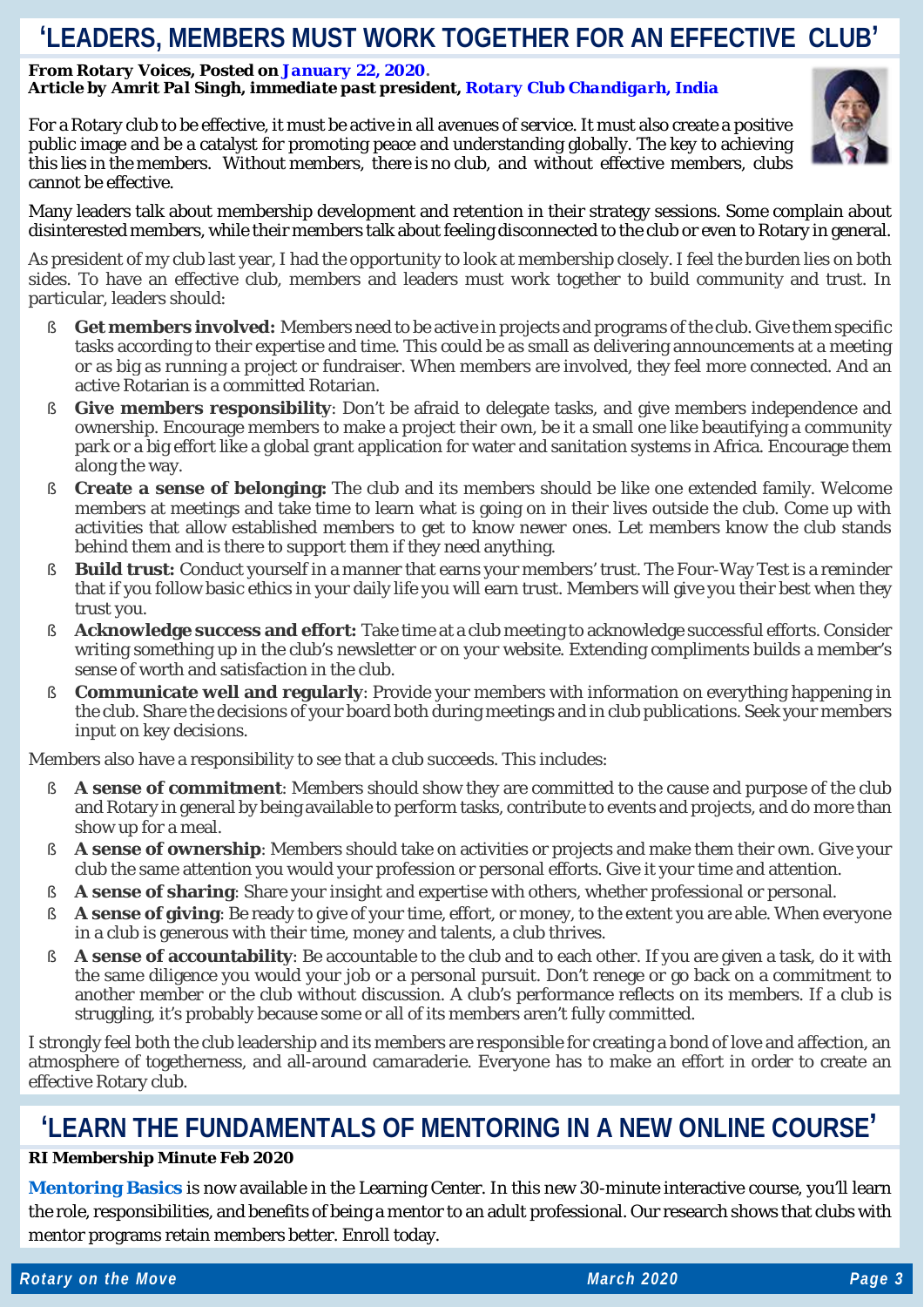# 'LEADERS, MEMBERS MUST WORK TOGETHER FOR AN EFFECTIVE CLUB'

***From Rotary Voices, Posted on January 22, 2020.***
***Article by Amrit Pal Singh, immediate past president, Rotary Club Chandigarh, India***

For a Rotary club to be effective, it must be active in all avenues of service. It must also create a positive public image and be a catalyst for promoting peace and understanding globally. The key to achieving this lies in the members. Without members, there is no club, and without effective members, clubs cannot be effective.

Many leaders talk about membership development and retention in their strategy sessions. Some complain about disinterested members, while their members talk about feeling disconnected to the club or even to Rotary in general.

As president of my club last year, I had the opportunity to look at membership closely. I feel the burden lies on both sides. To have an effective club, members and leaders must work together to build community and trust. In particular, leaders should:

- **Get members involved:** Members need to be active in projects and programs of the club. Give them specific tasks according to their expertise and time. This could be as small as delivering announcements at a meeting or as big as running a project or fundraiser. When members are involved, they feel more connected. And an active Rotarian is a committed Rotarian.
- **Give members responsibility**: Don't be afraid to delegate tasks, and give members independence and ownership. Encourage members to make a project their own, be it a small one like beautifying a community park or a big effort like a global grant application for water and sanitation systems in Africa. Encourage them along the way.
- **Create a sense of belonging:** The club and its members should be like one extended family. Welcome members at meetings and take time to learn what is going on in their lives outside the club. Come up with activities that allow established members to get to know newer ones. Let members know the club stands behind them and is there to support them if they need anything.
- **Build trust:** Conduct yourself in a manner that earns your members' trust. The Four-Way Test is a reminder that if you follow basic ethics in your daily life you will earn trust. Members will give you their best when they trust you.
- **Acknowledge success and effort:** Take time at a club meeting to acknowledge successful efforts. Consider writing something up in the club's newsletter or on your website. Extending compliments builds a member's sense of worth and satisfaction in the club.
- **Communicate well and regularly**: Provide your members with information on everything happening in the club. Share the decisions of your board both during meetings and in club publications. Seek your members input on key decisions.

Members also have a responsibility to see that a club succeeds. This includes:

- **A sense of commitment**: Members should show they are committed to the cause and purpose of the club and Rotary in general by being available to perform tasks, contribute to events and projects, and do more than show up for a meal.
- **A sense of ownership**: Members should take on activities or projects and make them their own. Give your club the same attention you would your profession or personal efforts. Give it your time and attention.
- **A sense of sharing**: Share your insight and expertise with others, whether professional or personal.
- **A sense of giving**: Be ready to give of your time, effort, or money, to the extent you are able. When everyone in a club is generous with their time, money and talents, a club thrives.
- **A sense of accountability**: Be accountable to the club and to each other. If you are given a task, do it with the same diligence you would your job or a personal pursuit. Don't renege or go back on a commitment to another member or the club without discussion. A club's performance reflects on its members. If a club is struggling, it's probably because some or all of its members aren't fully committed.

I strongly feel both the club leadership and its members are responsible for creating a bond of love and affection, an atmosphere of togetherness, and all-around camaraderie. Everyone has to make an effort in order to create an effective Rotary club.

# 'LEARN THE FUNDAMENTALS OF MENTORING IN A NEW ONLINE COURSE'

**RI Membership Minute Feb 2020**

**Mentoring Basics** is now available in the Learning Center. In this new 30-minute interactive course, you'll learn the role, responsibilities, and benefits of being a mentor to an adult professional. Our research shows that clubs with mentor programs retain members better. Enroll today.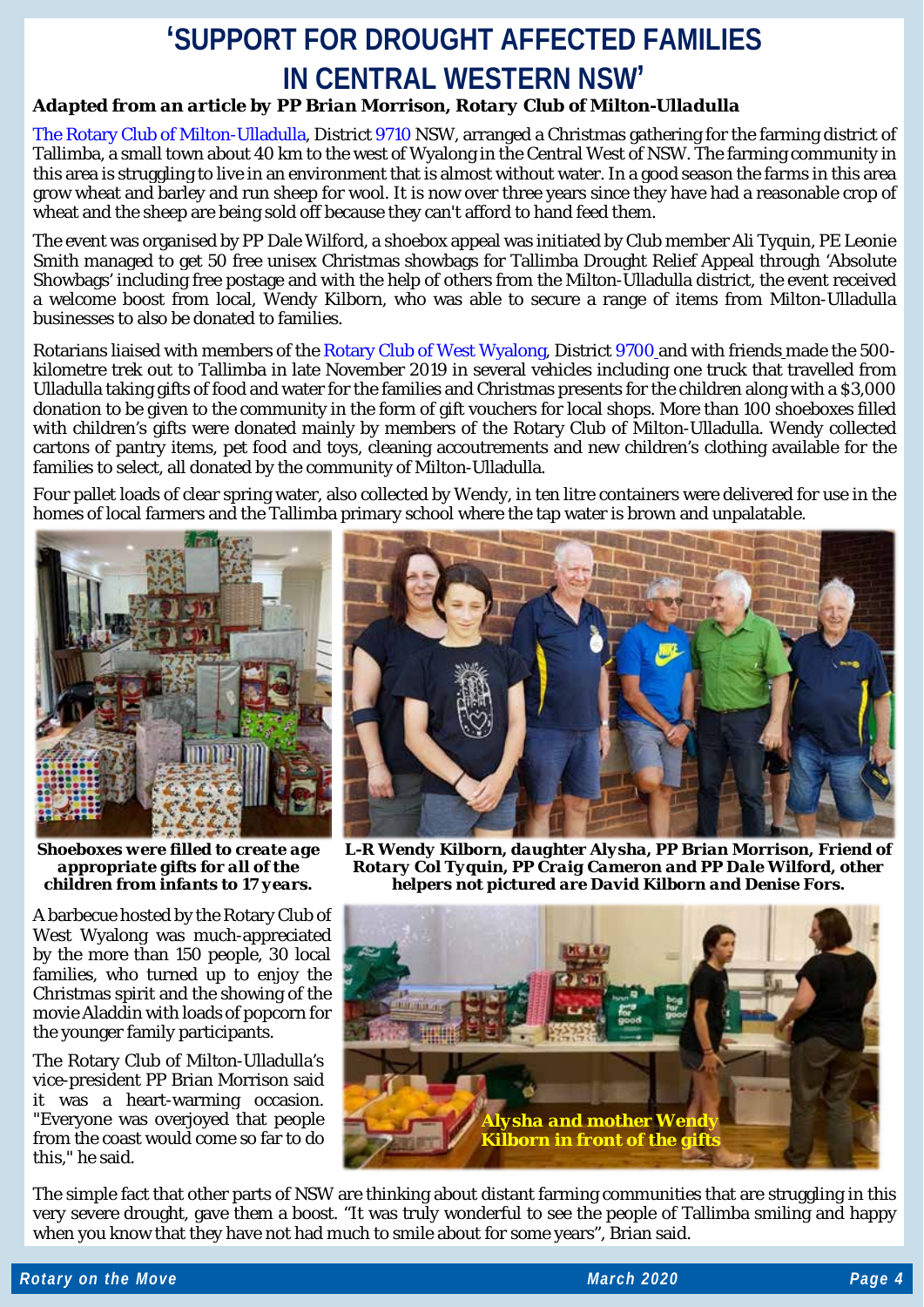# 'SUPPORT FOR DROUGHT AFFECTED FAMILIES IN CENTRAL WESTERN NSW'

***Adapted from an article by PP Brian Morrison, Rotary Club of Milton-Ulladulla***

The Rotary Club of Milton-Ulladulla, District 9710 NSW, arranged a Christmas gathering for the farming district of Tallimba, a small town about 40 km to the west of Wyalong in the Central West of NSW. The farming community in this area is struggling to live in an environment that is almost without water. In a good season the farms in this area grow wheat and barley and run sheep for wool. It is now over three years since they have had a reasonable crop of wheat and the sheep are being sold off because they can't afford to hand feed them.

The event was organised by PP Dale Wilford, a shoebox appeal was initiated by Club member Ali Tyquin, PE Leonie Smith managed to get 50 free unisex Christmas showbags for Tallimba Drought Relief Appeal through 'Absolute Showbags' including free postage and with the help of others from the Milton-Ulladulla district, the event received a welcome boost from local, Wendy Kilborn, who was able to secure a range of items from Milton-Ulladulla businesses to also be donated to families.

Rotarians liaised with members of the Rotary Club of West Wyalong, District 9700 and with friends made the 500-kilometre trek out to Tallimba in late November 2019 in several vehicles including one truck that travelled from Ulladulla taking gifts of food and water for the families and Christmas presents for the children along with a $3,000 donation to be given to the community in the form of gift vouchers for local shops. More than 100 shoeboxes filled with children's gifts were donated mainly by members of the Rotary Club of Milton-Ulladulla. Wendy collected cartons of pantry items, pet food and toys, cleaning accoutrements and new children's clothing available for the families to select, all donated by the community of Milton-Ulladulla.

Four pallet loads of clear spring water, also collected by Wendy, in ten litre containers were delivered for use in the homes of local farmers and the Tallimba primary school where the tap water is brown and unpalatable.

***Shoeboxes were filled to create age appropriate gifts for all of the children from infants to 17 years.***

***L-R Wendy Kilborn, daughter Alysha, PP Brian Morrison, Friend of Rotary Col Tyquin, PP Craig Cameron and PP Dale Wilford, other helpers not pictured are David Kilborn and Denise Fors.***

A barbecue hosted by the Rotary Club of West Wyalong was much-appreciated by the more than 150 people, 30 local families, who turned up to enjoy the Christmas spirit and the showing of the movie Aladdin with loads of popcorn for the younger family participants.

The Rotary Club of Milton-Ulladulla's vice-president PP Brian Morrison said it was a heart-warming occasion. "Everyone was overjoyed that people from the coast would come so far to do this," he said.

***Alysha and mother Wendy Kilborn in front of the gifts***

The simple fact that other parts of NSW are thinking about distant farming communities that are struggling in this very severe drought, gave them a boost. "It was truly wonderful to see the people of Tallimba smiling and happy when you know that they have not had much to smile about for some years", Brian said.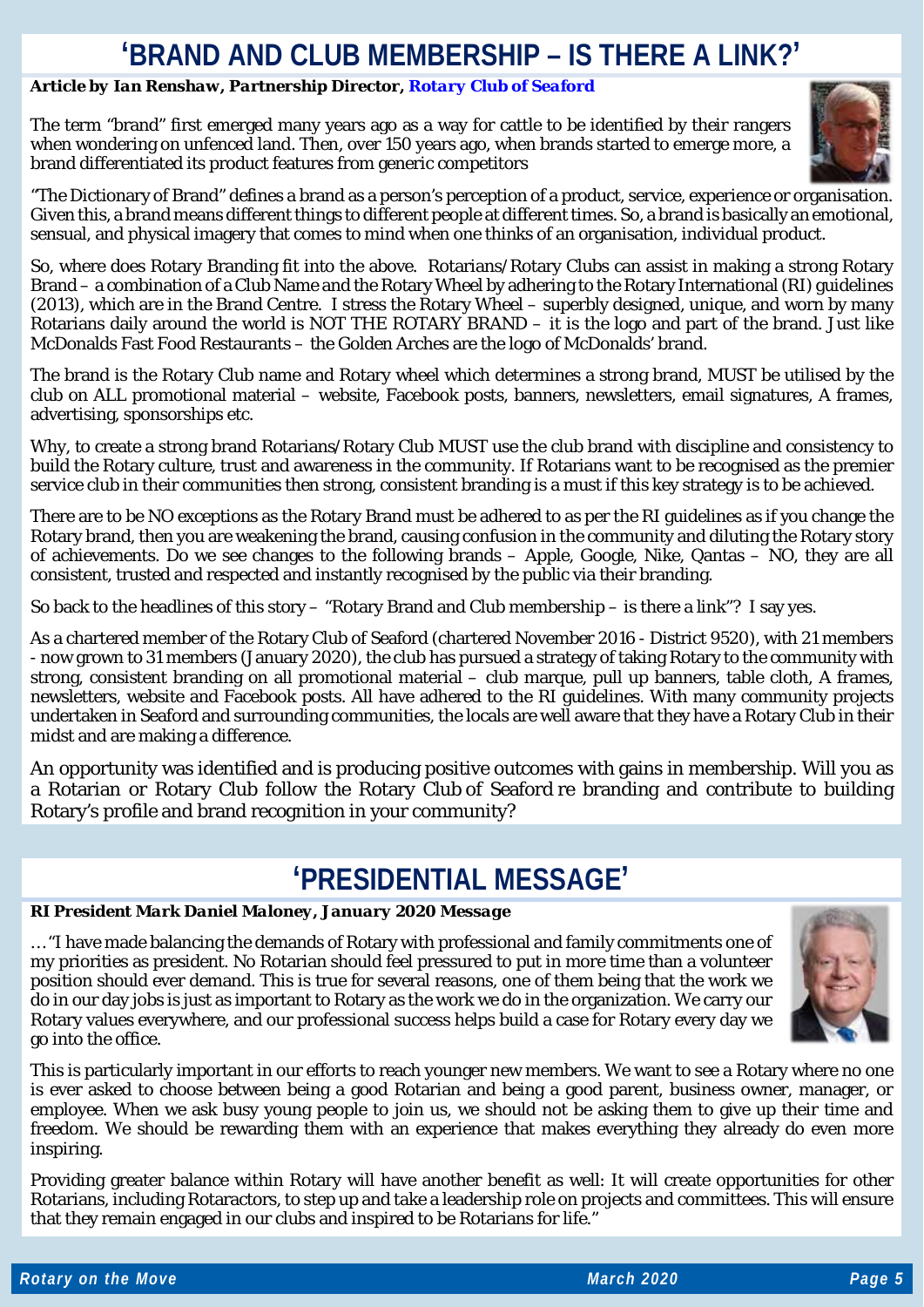# 'BRAND AND CLUB MEMBERSHIP – IS THERE A LINK?'

***Article by Ian Renshaw, Partnership Director, Rotary Club of Seaford***

The term "brand" first emerged many years ago as a way for cattle to be identified by their rangers when wondering on unfenced land. Then, over 150 years ago, when brands started to emerge more, a brand differentiated its product features from generic competitors

"The Dictionary of Brand" defines a brand as a person's perception of a product, service, experience or organisation. Given this, a brand means different things to different people at different times. So, a brand is basically an emotional, sensual, and physical imagery that comes to mind when one thinks of an organisation, individual product.

So, where does Rotary Branding fit into the above. Rotarians/Rotary Clubs can assist in making a strong Rotary Brand – a combination of a Club Name and the Rotary Wheel by adhering to the Rotary International (RI) guidelines (2013), which are in the Brand Centre. I stress the Rotary Wheel – superbly designed, unique, and worn by many Rotarians daily around the world is NOT THE ROTARY BRAND – it is the logo and part of the brand. Just like McDonalds Fast Food Restaurants – the Golden Arches are the logo of McDonalds' brand.

The brand is the Rotary Club name and Rotary wheel which determines a strong brand, MUST be utilised by the club on ALL promotional material – website, Facebook posts, banners, newsletters, email signatures, A frames, advertising, sponsorships etc.

Why, to create a strong brand Rotarians/Rotary Club MUST use the club brand with discipline and consistency to build the Rotary culture, trust and awareness in the community. If Rotarians want to be recognised as the premier service club in their communities then strong, consistent branding is a must if this key strategy is to be achieved.

There are to be NO exceptions as the Rotary Brand must be adhered to as per the RI guidelines as if you change the Rotary brand, then you are weakening the brand, causing confusion in the community and diluting the Rotary story of achievements. Do we see changes to the following brands – Apple, Google, Nike, Qantas – NO, they are all consistent, trusted and respected and instantly recognised by the public via their branding.

So back to the headlines of this story – "Rotary Brand and Club membership – is there a link"? I say yes.

As a chartered member of the Rotary Club of Seaford (chartered November 2016 - District 9520), with 21 members - now grown to 31 members (January 2020), the club has pursued a strategy of taking Rotary to the community with strong, consistent branding on all promotional material – club marque, pull up banners, table cloth, A frames, newsletters, website and Facebook posts. All have adhered to the RI guidelines. With many community projects undertaken in Seaford and surrounding communities, the locals are well aware that they have a Rotary Club in their midst and are making a difference.

An opportunity was identified and is producing positive outcomes with gains in membership. Will you as a Rotarian or Rotary Club follow the Rotary Club of Seaford re branding and contribute to building Rotary's profile and brand recognition in your community?

# 'PRESIDENTIAL MESSAGE'

***RI President Mark Daniel Maloney, January 2020 Message***

…"I have made balancing the demands of Rotary with professional and family commitments one of my priorities as president. No Rotarian should feel pressured to put in more time than a volunteer position should ever demand. This is true for several reasons, one of them being that the work we do in our day jobs is just as important to Rotary as the work we do in the organization. We carry our Rotary values everywhere, and our professional success helps build a case for Rotary every day we go into the office.

This is particularly important in our efforts to reach younger new members. We want to see a Rotary where no one is ever asked to choose between being a good Rotarian and being a good parent, business owner, manager, or employee. When we ask busy young people to join us, we should not be asking them to give up their time and freedom. We should be rewarding them with an experience that makes everything they already do even more inspiring.

Providing greater balance within Rotary will have another benefit as well: It will create opportunities for other Rotarians, including Rotaractors, to step up and take a leadership role on projects and committees. This will ensure that they remain engaged in our clubs and inspired to be Rotarians for life."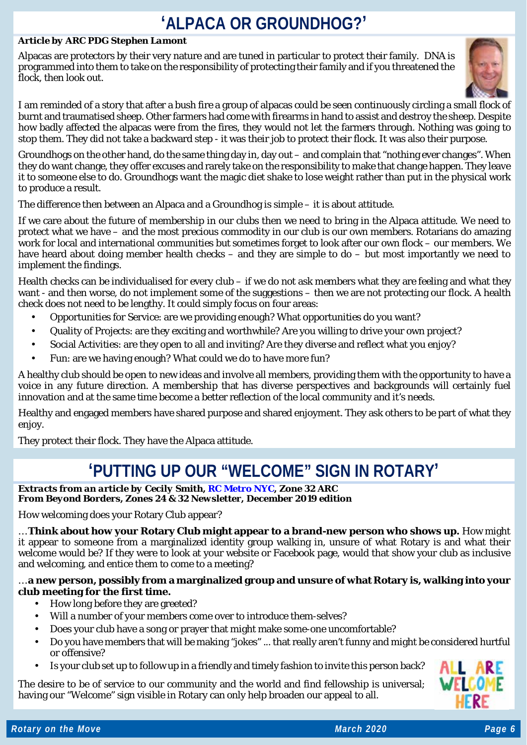# 'ALPACA OR GROUNDHOG?'

***Article by ARC PDG Stephen Lamont***

Alpacas are protectors by their very nature and are tuned in particular to protect their family. DNA is programmed into them to take on the responsibility of protecting their family and if you threatened the flock, then look out.

I am reminded of a story that after a bush fire a group of alpacas could be seen continuously circling a small flock of burnt and traumatised sheep. Other farmers had come with firearms in hand to assist and destroy the sheep. Despite how badly affected the alpacas were from the fires, they would not let the farmers through. Nothing was going to stop them. They did not take a backward step - it was their job to protect their flock. It was also their purpose.

Groundhogs on the other hand, do the same thing day in, day out – and complain that "nothing ever changes". When they do want change, they offer excuses and rarely take on the responsibility to make that change happen. They leave it to someone else to do. Groundhogs want the magic diet shake to lose weight rather than put in the physical work to produce a result.

The difference then between an Alpaca and a Groundhog is simple – it is about attitude.

If we care about the future of membership in our clubs then we need to bring in the Alpaca attitude. We need to protect what we have – and the most precious commodity in our club is our own members. Rotarians do amazing work for local and international communities but sometimes forget to look after our own flock – our members. We have heard about doing member health checks – and they are simple to do – but most importantly we need to implement the findings.

Health checks can be individualised for every club – if we do not ask members what they are feeling and what they want - and then worse, do not implement some of the suggestions – then we are not protecting our flock. A health check does not need to be lengthy. It could simply focus on four areas:

- Opportunities for Service: are we providing enough? What opportunities do you want?
- Quality of Projects: are they exciting and worthwhile? Are you willing to drive your own project?
- Social Activities: are they open to all and inviting? Are they diverse and reflect what you enjoy?
- Fun: are we having enough? What could we do to have more fun?

A healthy club should be open to new ideas and involve all members, providing them with the opportunity to have a voice in any future direction. A membership that has diverse perspectives and backgrounds will certainly fuel innovation and at the same time become a better reflection of the local community and it's needs.

Healthy and engaged members have shared purpose and shared enjoyment. They ask others to be part of what they enjoy.

They protect their flock. They have the Alpaca attitude.

# 'PUTTING UP OUR "WELCOME" SIGN IN ROTARY'

***Extracts from an article by Cecily Smith, RC Metro NYC, Zone 32 ARC***
**From Beyond Borders, Zones 24 & 32 Newsletter, December 2019 edition**

How welcoming does your Rotary Club appear?

…**Think about how your Rotary Club might appear to a brand-new person who shows up.** How might it appear to someone from a marginalized identity group walking in, unsure of what Rotary is and what their welcome would be? If they were to look at your website or Facebook page, would that show your club as inclusive and welcoming, and entice them to come to a meeting?

…**a new person, possibly from a marginalized group and unsure of what Rotary is, walking into your club meeting for the first time.**

- How long before they are greeted?
- Will a number of your members come over to introduce them-selves?
- Does your club have a song or prayer that might make some-one uncomfortable?
- Do you have members that will be making "jokes" ... that really aren't funny and might be considered hurtful or offensive?
- Is your club set up to follow up in a friendly and timely fashion to invite this person back?

The desire to be of service to our community and the world and find fellowship is universal; having our "Welcome" sign visible in Rotary can only help broaden our appeal to all.

ALL ARE WELCOME HERE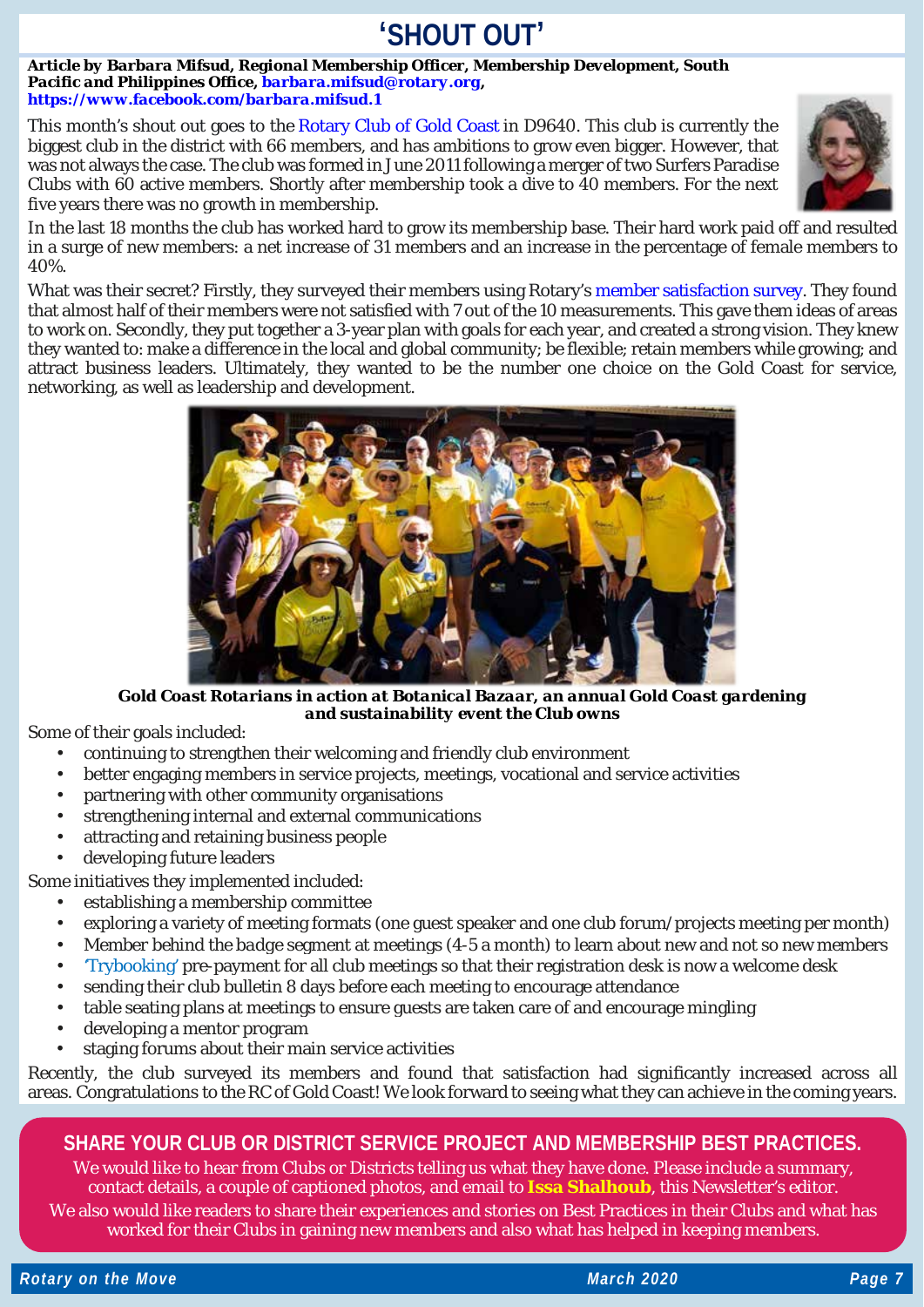# 'SHOUT OUT'

***Article by Barbara Mifsud, Regional Membership Officer, Membership Development, South Pacific and Philippines Office, barbara.mifsud@rotary.org, https://www.facebook.com/barbara.mifsud.1***

This month's shout out goes to the Rotary Club of Gold Coast in D9640. This club is currently the biggest club in the district with 66 members, and has ambitions to grow even bigger. However, that was not always the case. The club was formed in June 2011 following a merger of two Surfers Paradise Clubs with 60 active members. Shortly after membership took a dive to 40 members. For the next five years there was no growth in membership.

In the last 18 months the club has worked hard to grow its membership base. Their hard work paid off and resulted in a surge of new members: a net increase of 31 members and an increase in the percentage of female members to 40%.

What was their secret? Firstly, they surveyed their members using Rotary's member satisfaction survey. They found that almost half of their members were not satisfied with 7 out of the 10 measurements. This gave them ideas of areas to work on. Secondly, they put together a 3-year plan with goals for each year, and created a strong vision. They knew they wanted to: make a difference in the local and global community; be flexible; retain members while growing; and attract business leaders. Ultimately, they wanted to be the number one choice on the Gold Coast for service, networking, as well as leadership and development.

***Gold Coast Rotarians in action at Botanical Bazaar, an annual Gold Coast gardening and sustainability event the Club owns***

Some of their goals included:

- continuing to strengthen their welcoming and friendly club environment
- better engaging members in service projects, meetings, vocational and service activities
- partnering with other community organisations
- strengthening internal and external communications
- attracting and retaining business people
- developing future leaders

Some initiatives they implemented included:

- establishing a membership committee
- exploring a variety of meeting formats (one guest speaker and one club forum/projects meeting per month)
- Member behind the badge segment at meetings (4-5 a month) to learn about new and not so new members
- 'Trybooking' pre-payment for all club meetings so that their registration desk is now a welcome desk
- sending their club bulletin 8 days before each meeting to encourage attendance
- table seating plans at meetings to ensure guests are taken care of and encourage mingling
- developing a mentor program
- staging forums about their main service activities

Recently, the club surveyed its members and found that satisfaction had significantly increased across all areas. Congratulations to the RC of Gold Coast! We look forward to seeing what they can achieve in the coming years.

## SHARE YOUR CLUB OR DISTRICT SERVICE PROJECT AND MEMBERSHIP BEST PRACTICES.

We would like to hear from Clubs or Districts telling us what they have done. Please include a summary, contact details, a couple of captioned photos, and email to **Issa Shalhoub**, this Newsletter's editor.

We also would like readers to share their experiences and stories on Best Practices in their Clubs and what has worked for their Clubs in gaining new members and also what has helped in keeping members.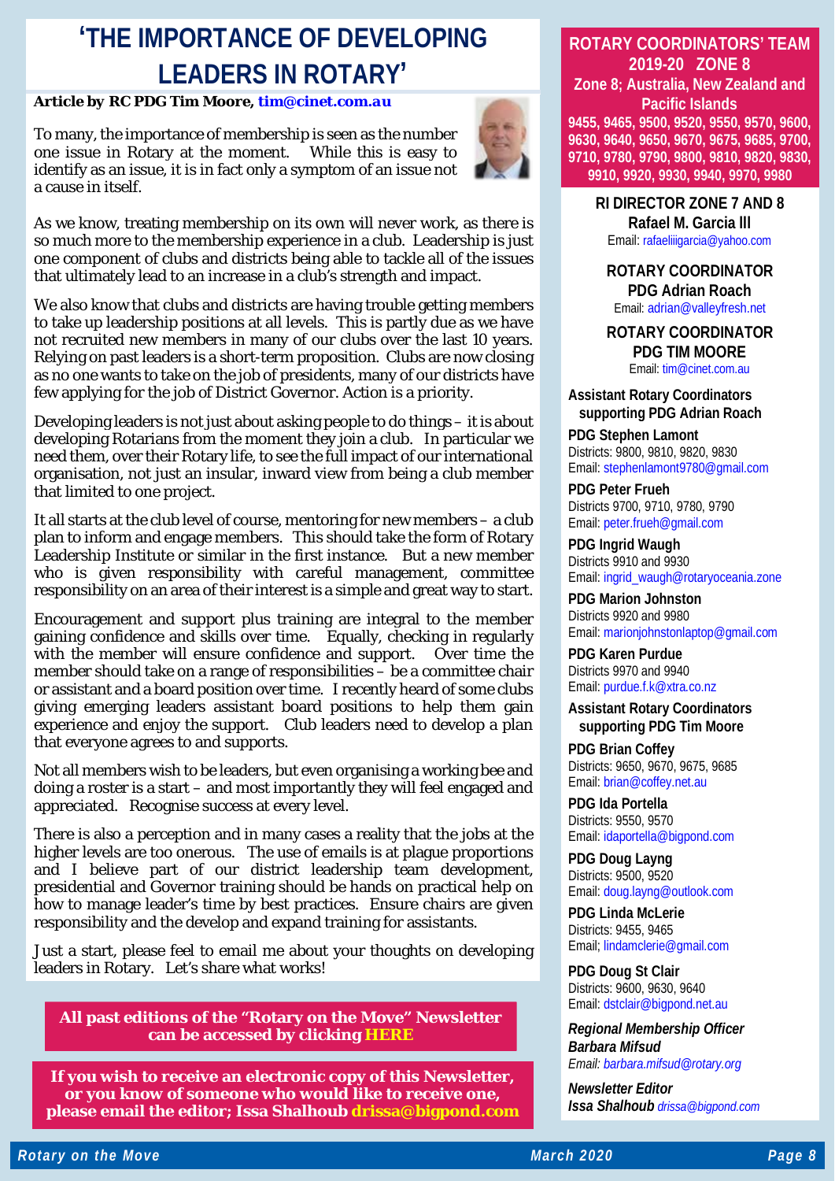# 'THE IMPORTANCE OF DEVELOPING LEADERS IN ROTARY'

***Article by RC PDG Tim Moore, tim@cinet.com.au***

To many, the importance of membership is seen as the number one issue in Rotary at the moment. While this is easy to identify as an issue, it is in fact only a symptom of an issue not a cause in itself.

As we know, treating membership on its own will never work, as there is so much more to the membership experience in a club. Leadership is just one component of clubs and districts being able to tackle all of the issues that ultimately lead to an increase in a club's strength and impact.

We also know that clubs and districts are having trouble getting members to take up leadership positions at all levels. This is partly due as we have not recruited new members in many of our clubs over the last 10 years. Relying on past leaders is a short-term proposition. Clubs are now closing as no one wants to take on the job of presidents, many of our districts have few applying for the job of District Governor. Action is a priority.

Developing leaders is not just about asking people to do things – it is about developing Rotarians from the moment they join a club. In particular we need them, over their Rotary life, to see the full impact of our international organisation, not just an insular, inward view from being a club member that limited to one project.

It all starts at the club level of course, mentoring for new members – a club plan to inform and engage members. This should take the form of Rotary Leadership Institute or similar in the first instance. But a new member who is given responsibility with careful management, committee responsibility on an area of their interest is a simple and great way to start.

Encouragement and support plus training are integral to the member gaining confidence and skills over time. Equally, checking in regularly with the member will ensure confidence and support. Over time the member should take on a range of responsibilities – be a committee chair or assistant and a board position over time. I recently heard of some clubs giving emerging leaders assistant board positions to help them gain experience and enjoy the support. Club leaders need to develop a plan that everyone agrees to and supports.

Not all members wish to be leaders, but even organising a working bee and doing a roster is a start – and most importantly they will feel engaged and appreciated. Recognise success at every level.

There is also a perception and in many cases a reality that the jobs at the higher levels are too onerous. The use of emails is at plague proportions and I believe part of our district leadership team development, presidential and Governor training should be hands on practical help on how to manage leader's time by best practices. Ensure chairs are given responsibility and the develop and expand training for assistants.

Just a start, please feel to email me about your thoughts on developing leaders in Rotary. Let's share what works!

**All past editions of the "Rotary on the Move" Newsletter can be accessed by clicking HERE**

**If you wish to receive an electronic copy of this Newsletter, or you know of someone who would like to receive one, please email the editor; Issa Shalhoub drissa@bigpond.com**

## ROTARY COORDINATORS' TEAM 2019-20 ZONE 8

**Zone 8; Australia, New Zealand and Pacific Islands**

**9455, 9465, 9500, 9520, 9550, 9570, 9600, 9630, 9640, 9650, 9670, 9675, 9685, 9700, 9710, 9780, 9790, 9800, 9810, 9820, 9830, 9910, 9920, 9930, 9940, 9970, 9980**

**RI DIRECTOR ZONE 7 AND 8**
**Rafael M. Garcia lll**
Email: rafaeliiigarcia@yahoo.com

**ROTARY COORDINATOR**
**PDG Adrian Roach**
Email: adrian@valleyfresh.net

**ROTARY COORDINATOR**
**PDG TIM MOORE**
Email: tim@cinet.com.au

**Assistant Rotary Coordinators supporting PDG Adrian Roach**

**PDG Stephen Lamont**
Districts: 9800, 9810, 9820, 9830
Email: stephenlamont9780@gmail.com

**PDG Peter Frueh**
Districts 9700, 9710, 9780, 9790
Email: peter.frueh@gmail.com

**PDG Ingrid Waugh**
Districts 9910 and 9930
Email: ingrid_waugh@rotaryoceania.zone

**PDG Marion Johnston**
Districts 9920 and 9980
Email: marionjohnstonlaptop@gmail.com

**PDG Karen Purdue**
Districts 9970 and 9940
Email: purdue.f.k@xtra.co.nz

**Assistant Rotary Coordinators supporting PDG Tim Moore**

**PDG Brian Coffey**
Districts: 9650, 9670, 9675, 9685
Email: brian@coffey.net.au

**PDG Ida Portella**
Districts: 9550, 9570
Email: idaportella@bigpond.com

**PDG Doug Layng**
Districts: 9500, 9520
Email: doug.layng@outlook.com

**PDG Linda McLerie**
Districts: 9455, 9465
Email; lindamclerie@gmail.com

**PDG Doug St Clair**
Districts: 9600, 9630, 9640
Email: dstclair@bigpond.net.au

***Regional Membership Officer***
***Barbara Mifsud***
*Email: barbara.mifsud@rotary.org*

***Newsletter Editor***
***Issa Shalhoub*** *drissa@bigpond.com*